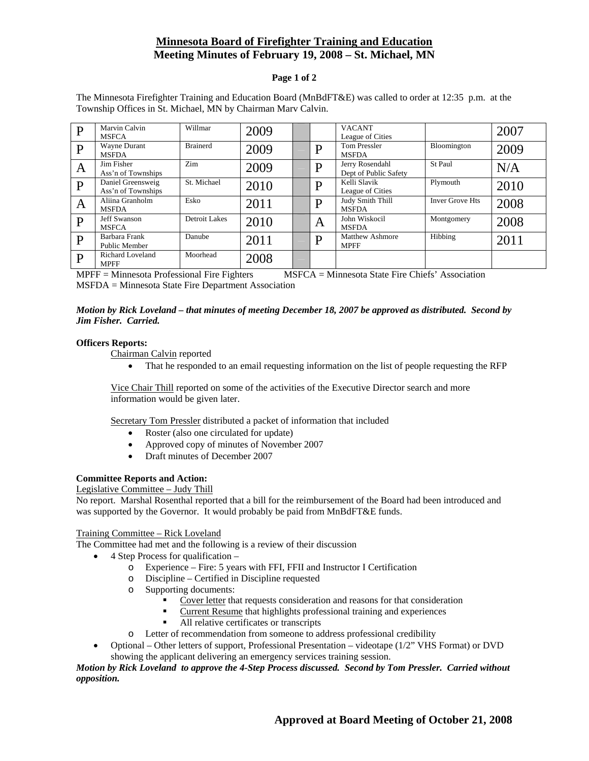# Minnesota Board of Firefighter Training and Education
## Meeting Minutes of February 19, 2008 – St. Michael, MN

The Minnesota Firefighter Training and Education Board (MnBdFT&E) was called to order at 12:35 p.m. at the Township Offices in St. Michael, MN by Chairman Marv Calvin.

| | | | | | | | | |
|---|---|---|---|---|---|---|---|---|
| P | Marvin Calvin<br>MSFCA | Willmar | 2009 | | | VACANT<br>League of Cities | | 2007 |
| P | Wayne Durant<br>MSFDA | Brainerd | 2009 | | P | Tom Pressler<br>MSFDA | Bloomington | 2009 |
| A | Jim Fisher<br>Ass'n of Townships | Zim | 2009 | | P | Jerry Rosendahl<br>Dept of Public Safety | St Paul | N/A |
| P | Daniel Greensweig<br>Ass'n of Townships | St. Michael | 2010 | | P | Kelli Slavik<br>League of Cities | Plymouth | 2010 |
| A | Aliina Granholm<br>MSFDA | Esko | 2011 | | P | Judy Smith Thill<br>MSFDA | Inver Grove Hts | 2008 |
| P | Jeff Swanson<br>MSFCA | Detroit Lakes | 2010 | | A | John Wiskocil<br>MSFDA | Montgomery | 2008 |
| P | Barbara Frank<br>Public Member | Danube | 2011 | | P | Matthew Ashmore<br>MPFF | Hibbing | 2011 |
| P | Richard Loveland<br>MPFF | Moorhead | 2008 | | | | | |

MPFF = Minnesota Professional Fire Fighters MSFCA = Minnesota State Fire Chiefs' Association
MSFDA = Minnesota State Fire Department Association

***Motion by Rick Loveland – that minutes of meeting December 18, 2007 be approved as distributed. Second by Jim Fisher. Carried.***

**Officers Reports:**

Chairman Calvin reported

- That he responded to an email requesting information on the list of people requesting the RFP

Vice Chair Thill reported on some of the activities of the Executive Director search and more information would be given later.

Secretary Tom Pressler distributed a packet of information that included

- Roster (also one circulated for update)
- Approved copy of minutes of November 2007
- Draft minutes of December 2007

**Committee Reports and Action:**

Legislative Committee – Judy Thill

No report. Marshal Rosenthal reported that a bill for the reimbursement of the Board had been introduced and was supported by the Governor. It would probably be paid from MnBdFT&E funds.

Training Committee – Rick Loveland

The Committee had met and the following is a review of their discussion

- 4 Step Process for qualification –
  - Experience – Fire: 5 years with FFI, FFII and Instructor I Certification
  - Discipline – Certified in Discipline requested
  - Supporting documents:
    - Cover letter that requests consideration and reasons for that consideration
    - Current Resume that highlights professional training and experiences
    - All relative certificates or transcripts
  - Letter of recommendation from someone to address professional credibility
- Optional – Other letters of support, Professional Presentation – videotape (1/2" VHS Format) or DVD showing the applicant delivering an emergency services training session.

***Motion by Rick Loveland to approve the 4-Step Process discussed. Second by Tom Pressler. Carried without opposition.***

**Approved at Board Meeting of October 21, 2008**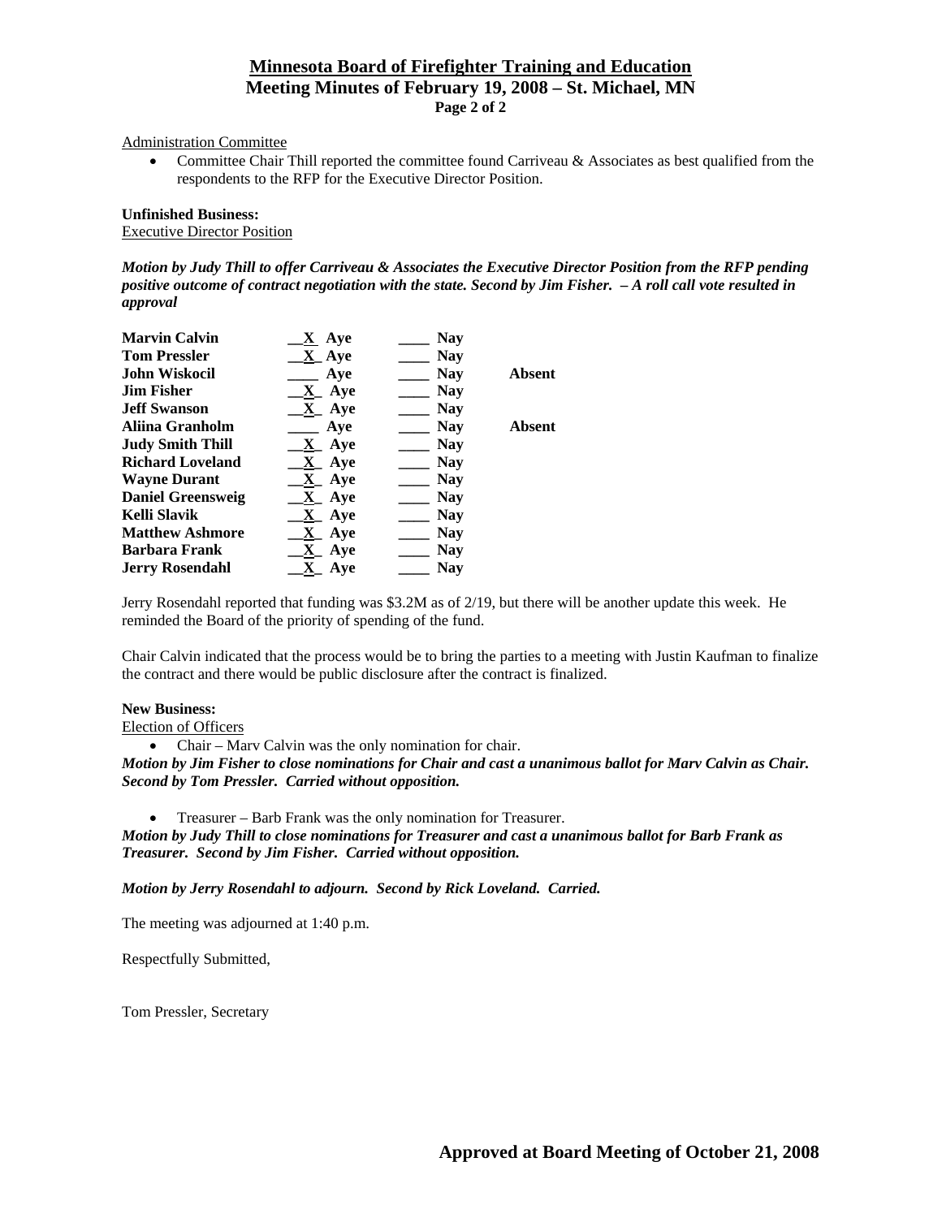Administration Committee

- Committee Chair Thill reported the committee found Carriveau & Associates as best qualified from the respondents to the RFP for the Executive Director Position.

**Unfinished Business:**

Executive Director Position

***Motion by Judy Thill to offer Carriveau & Associates the Executive Director Position from the RFP pending positive outcome of contract negotiation with the state. Second by Jim Fisher. – A roll call vote resulted in approval***

| | | | |
|---|---|---|---|
| **Marvin Calvin** | X Aye | ____ Nay | |
| **Tom Pressler** | X Aye | ____ Nay | |
| **John Wiskocil** | ____ Aye | ____ Nay | **Absent** |
| **Jim Fisher** | X Aye | ____ Nay | |
| **Jeff Swanson** | X Aye | ____ Nay | |
| **Aliina Granholm** | ____ Aye | ____ Nay | **Absent** |
| **Judy Smith Thill** | X Aye | ____ Nay | |
| **Richard Loveland** | X Aye | ____ Nay | |
| **Wayne Durant** | X Aye | ____ Nay | |
| **Daniel Greensweig** | X Aye | ____ Nay | |
| **Kelli Slavik** | X Aye | ____ Nay | |
| **Matthew Ashmore** | X Aye | ____ Nay | |
| **Barbara Frank** | X Aye | ____ Nay | |
| **Jerry Rosendahl** | X Aye | ____ Nay | |

Jerry Rosendahl reported that funding was $3.2M as of 2/19, but there will be another update this week. He reminded the Board of the priority of spending of the fund.

Chair Calvin indicated that the process would be to bring the parties to a meeting with Justin Kaufman to finalize the contract and there would be public disclosure after the contract is finalized.

**New Business:**

Election of Officers

- Chair – Marv Calvin was the only nomination for chair.

***Motion by Jim Fisher to close nominations for Chair and cast a unanimous ballot for Marv Calvin as Chair. Second by Tom Pressler. Carried without opposition.***

- Treasurer – Barb Frank was the only nomination for Treasurer.

***Motion by Judy Thill to close nominations for Treasurer and cast a unanimous ballot for Barb Frank as Treasurer. Second by Jim Fisher. Carried without opposition.***

***Motion by Jerry Rosendahl to adjourn. Second by Rick Loveland. Carried.***

The meeting was adjourned at 1:40 p.m.

Respectfully Submitted,

Tom Pressler, Secretary

**Approved at Board Meeting of October 21, 2008**